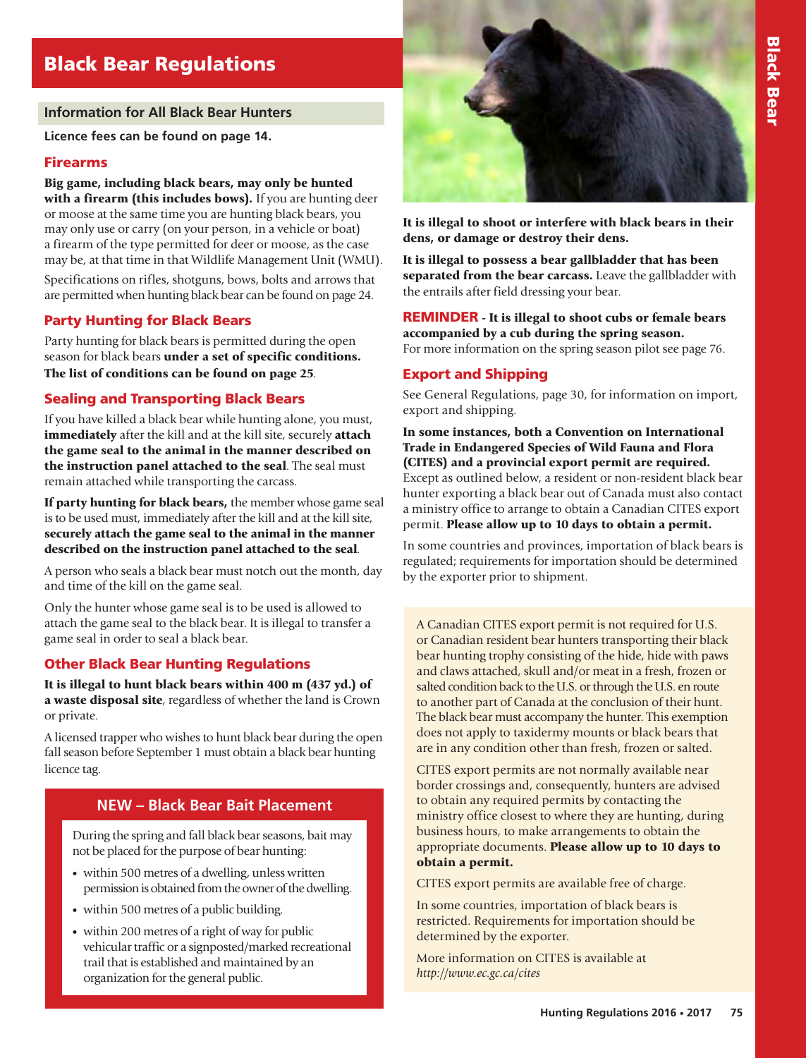# Black Bear Regulations

## Information for All Black Bear Hunters

**Licence fees can be found on page 14.**

### Firearms

**Big game, including black bears, may only be hunted with a firearm (this includes bows).** If you are hunting deer or moose at the same time you are hunting black bears, you may only use or carry (on your person, in a vehicle or boat) a firearm of the type permitted for deer or moose, as the case may be, at that time in that Wildlife Management Unit (WMU).

Specifications on rifles, shotguns, bows, bolts and arrows that are permitted when hunting black bear can be found on page 24.

### Party Hunting for Black Bears

Party hunting for black bears is permitted during the open season for black bears **under a set of specific conditions. The list of conditions can be found on page 25**.

### Sealing and Transporting Black Bears

If you have killed a black bear while hunting alone, you must, **immediately** after the kill and at the kill site, securely **attach the game seal to the animal in the manner described on the instruction panel attached to the seal**. The seal must remain attached while transporting the carcass.

**If party hunting for black bears,** the member whose game seal is to be used must, immediately after the kill and at the kill site, **securely attach the game seal to the animal in the manner described on the instruction panel attached to the seal**.

A person who seals a black bear must notch out the month, day and time of the kill on the game seal.

Only the hunter whose game seal is to be used is allowed to attach the game seal to the black bear. It is illegal to transfer a game seal in order to seal a black bear.

### Other Black Bear Hunting Regulations

**It is illegal to hunt black bears within 400 m (437 yd.) of a waste disposal site**, regardless of whether the land is Crown or private.

A licensed trapper who wishes to hunt black bear during the open fall season before September 1 must obtain a black bear hunting licence tag.

### NEW – Black Bear Bait Placement

During the spring and fall black bear seasons, bait may not be placed for the purpose of bear hunting:

- within 500 metres of a dwelling, unless written permission is obtained from the owner of the dwelling.
- within 500 metres of a public building.
- within 200 metres of a right of way for public vehicular traffic or a signposted/marked recreational trail that is established and maintained by an organization for the general public.

**It is illegal to shoot or interfere with black bears in their dens, or damage or destroy their dens.**

**It is illegal to possess a bear gallbladder that has been separated from the bear carcass.** Leave the gallbladder with the entrails after field dressing your bear.

**REMINDER - It is illegal to shoot cubs or female bears accompanied by a cub during the spring season.** For more information on the spring season pilot see page 76.

### Export and Shipping

See General Regulations, page 30, for information on import, export and shipping.

**In some instances, both a Convention on International Trade in Endangered Species of Wild Fauna and Flora (CITES) and a provincial export permit are required.** Except as outlined below, a resident or non-resident black bear hunter exporting a black bear out of Canada must also contact a ministry office to arrange to obtain a Canadian CITES export permit. **Please allow up to 10 days to obtain a permit.**

In some countries and provinces, importation of black bears is regulated; requirements for importation should be determined by the exporter prior to shipment.

A Canadian CITES export permit is not required for U.S. or Canadian resident bear hunters transporting their black bear hunting trophy consisting of the hide, hide with paws and claws attached, skull and/or meat in a fresh, frozen or salted condition back to the U.S. or through the U.S. en route to another part of Canada at the conclusion of their hunt. The black bear must accompany the hunter. This exemption does not apply to taxidermy mounts or black bears that are in any condition other than fresh, frozen or salted.

CITES export permits are not normally available near border crossings and, consequently, hunters are advised to obtain any required permits by contacting the ministry office closest to where they are hunting, during business hours, to make arrangements to obtain the appropriate documents. **Please allow up to 10 days to obtain a permit.**

CITES export permits are available free of charge.

In some countries, importation of black bears is restricted. Requirements for importation should be determined by the exporter.

More information on CITES is available at *http://www.ec.gc.ca/cites*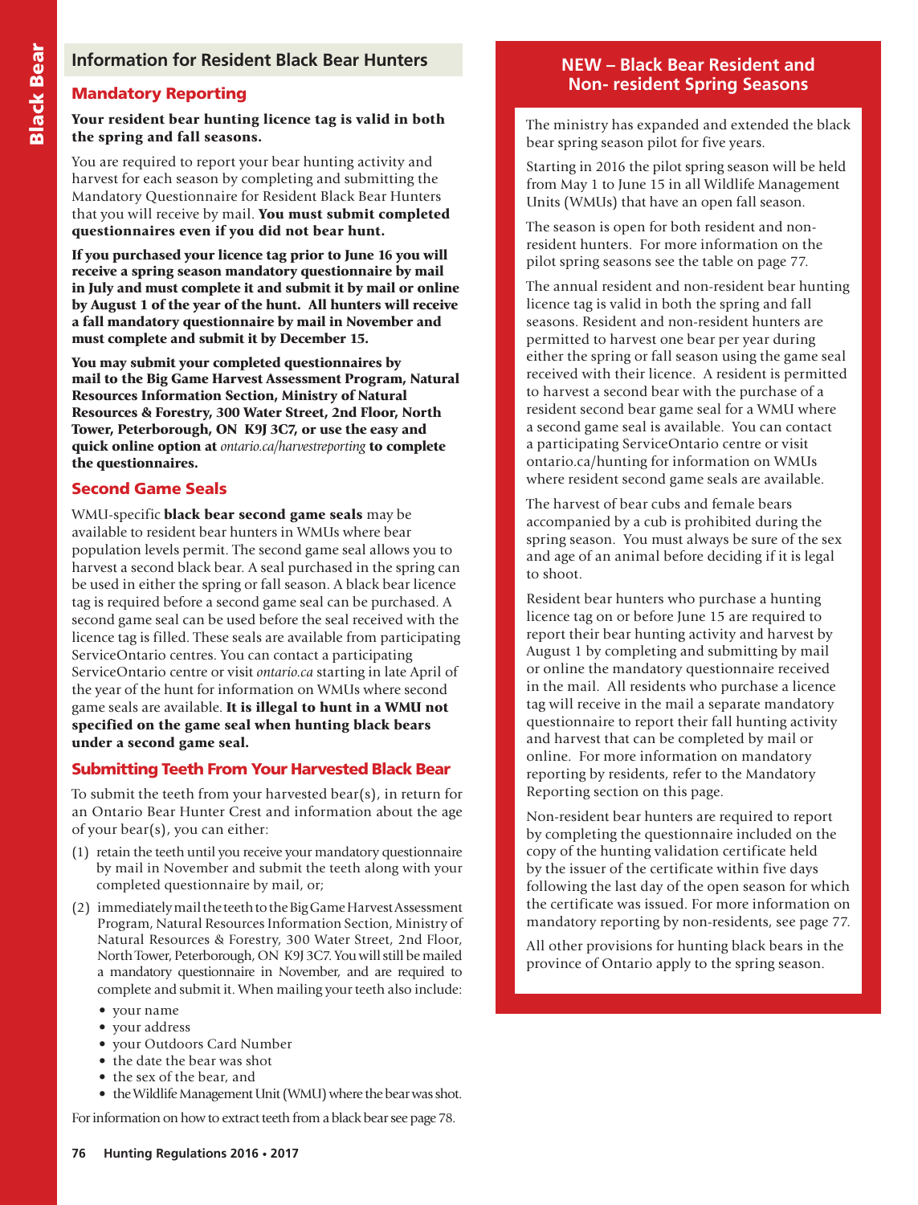## Information for Resident Black Bear Hunters

### Mandatory Reporting

**Your resident bear hunting licence tag is valid in both the spring and fall seasons.**

You are required to report your bear hunting activity and harvest for each season by completing and submitting the Mandatory Questionnaire for Resident Black Bear Hunters that you will receive by mail. **You must submit completed questionnaires even if you did not bear hunt.**

**If you purchased your licence tag prior to June 16 you will receive a spring season mandatory questionnaire by mail in July and must complete it and submit it by mail or online by August 1 of the year of the hunt. All hunters will receive a fall mandatory questionnaire by mail in November and must complete and submit it by December 15.**

**You may submit your completed questionnaires by mail to the Big Game Harvest Assessment Program, Natural Resources Information Section, Ministry of Natural Resources & Forestry, 300 Water Street, 2nd Floor, North Tower, Peterborough, ON K9J 3C7, or use the easy and quick online option at *ontario.ca/harvestreporting* to complete the questionnaires.**

### Second Game Seals

WMU-specific **black bear second game seals** may be available to resident bear hunters in WMUs where bear population levels permit. The second game seal allows you to harvest a second black bear. A seal purchased in the spring can be used in either the spring or fall season. A black bear licence tag is required before a second game seal can be purchased. A second game seal can be used before the seal received with the licence tag is filled. These seals are available from participating ServiceOntario centres. You can contact a participating ServiceOntario centre or visit *ontario.ca* starting in late April of the year of the hunt for information on WMUs where second game seals are available. **It is illegal to hunt in a WMU not specified on the game seal when hunting black bears under a second game seal.**

### Submitting Teeth From Your Harvested Black Bear

To submit the teeth from your harvested bear(s), in return for an Ontario Bear Hunter Crest and information about the age of your bear(s), you can either:

(1) retain the teeth until you receive your mandatory questionnaire by mail in November and submit the teeth along with your completed questionnaire by mail, or;

(2) immediately mail the teeth to the Big Game Harvest Assessment Program, Natural Resources Information Section, Ministry of Natural Resources & Forestry, 300 Water Street, 2nd Floor, North Tower, Peterborough, ON K9J 3C7. You will still be mailed a mandatory questionnaire in November, and are required to complete and submit it. When mailing your teeth also include:

- your name
- your address
- your Outdoors Card Number
- the date the bear was shot
- the sex of the bear, and
- the Wildlife Management Unit (WMU) where the bear was shot.

For information on how to extract teeth from a black bear see page 78.

## NEW – Black Bear Resident and Non- resident Spring Seasons

The ministry has expanded and extended the black bear spring season pilot for five years.

Starting in 2016 the pilot spring season will be held from May 1 to June 15 in all Wildlife Management Units (WMUs) that have an open fall season.

The season is open for both resident and non-resident hunters. For more information on the pilot spring seasons see the table on page 77.

The annual resident and non-resident bear hunting licence tag is valid in both the spring and fall seasons. Resident and non-resident hunters are permitted to harvest one bear per year during either the spring or fall season using the game seal received with their licence. A resident is permitted to harvest a second bear with the purchase of a resident second bear game seal for a WMU where a second game seal is available. You can contact a participating ServiceOntario centre or visit ontario.ca/hunting for information on WMUs where resident second game seals are available.

The harvest of bear cubs and female bears accompanied by a cub is prohibited during the spring season. You must always be sure of the sex and age of an animal before deciding if it is legal to shoot.

Resident bear hunters who purchase a hunting licence tag on or before June 15 are required to report their bear hunting activity and harvest by August 1 by completing and submitting by mail or online the mandatory questionnaire received in the mail. All residents who purchase a licence tag will receive in the mail a separate mandatory questionnaire to report their fall hunting activity and harvest that can be completed by mail or online. For more information on mandatory reporting by residents, refer to the Mandatory Reporting section on this page.

Non-resident bear hunters are required to report by completing the questionnaire included on the copy of the hunting validation certificate held by the issuer of the certificate within five days following the last day of the open season for which the certificate was issued. For more information on mandatory reporting by non-residents, see page 77.

All other provisions for hunting black bears in the province of Ontario apply to the spring season.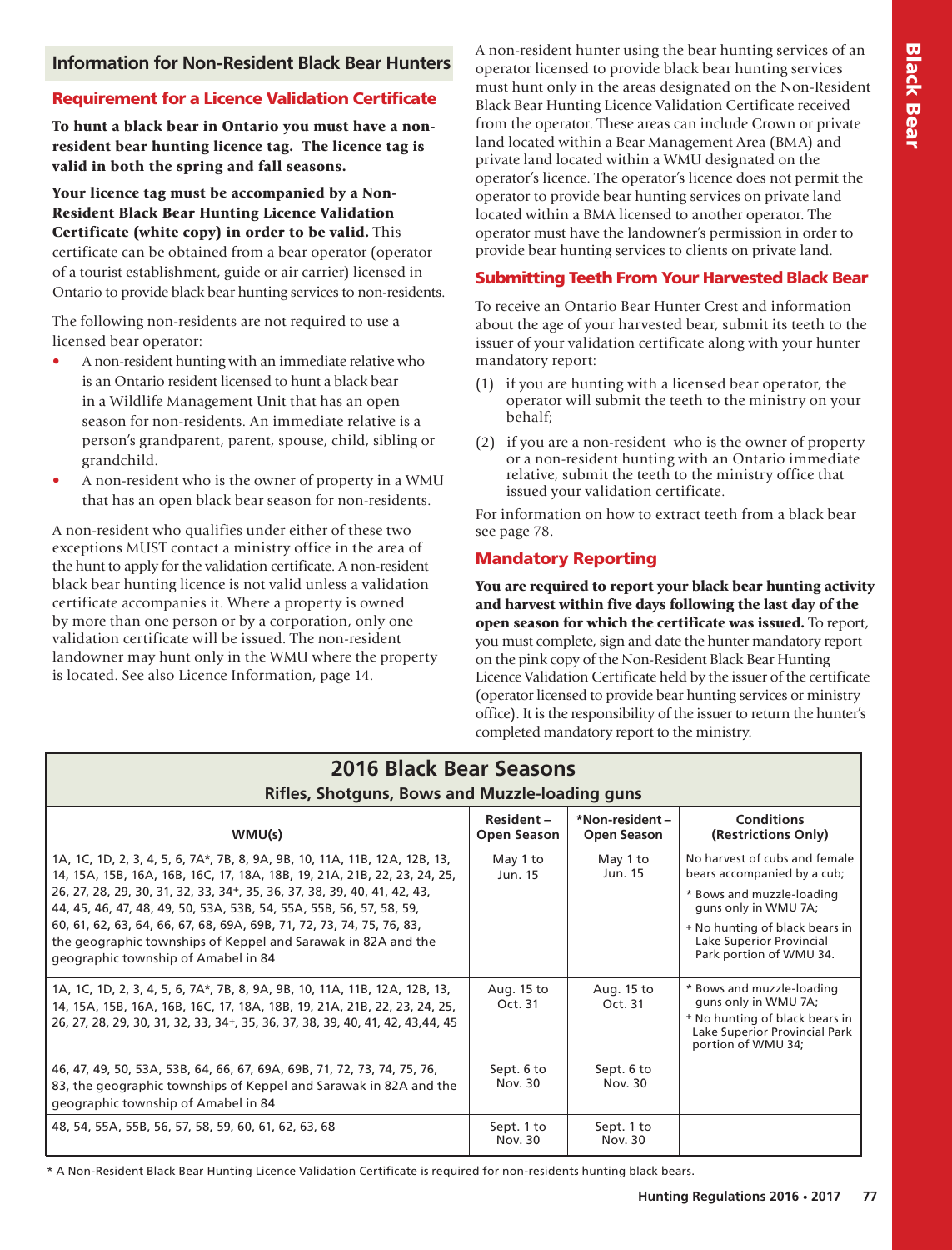## Information for Non-Resident Black Bear Hunters

### Requirement for a Licence Validation Certificate

**To hunt a black bear in Ontario you must have a non-resident bear hunting licence tag. The licence tag is valid in both the spring and fall seasons.**

**Your licence tag must be accompanied by a Non-Resident Black Bear Hunting Licence Validation Certificate (white copy) in order to be valid.** This certificate can be obtained from a bear operator (operator of a tourist establishment, guide or air carrier) licensed in Ontario to provide black bear hunting services to non-residents.

The following non-residents are not required to use a licensed bear operator:

- A non-resident hunting with an immediate relative who is an Ontario resident licensed to hunt a black bear in a Wildlife Management Unit that has an open season for non-residents. An immediate relative is a person's grandparent, parent, spouse, child, sibling or grandchild.
- A non-resident who is the owner of property in a WMU that has an open black bear season for non-residents.

A non-resident who qualifies under either of these two exceptions MUST contact a ministry office in the area of the hunt to apply for the validation certificate. A non-resident black bear hunting licence is not valid unless a validation certificate accompanies it. Where a property is owned by more than one person or by a corporation, only one validation certificate will be issued. The non-resident landowner may hunt only in the WMU where the property is located. See also Licence Information, page 14.

A non-resident hunter using the bear hunting services of an operator licensed to provide black bear hunting services must hunt only in the areas designated on the Non-Resident Black Bear Hunting Licence Validation Certificate received from the operator. These areas can include Crown or private land located within a Bear Management Area (BMA) and private land located within a WMU designated on the operator's licence. The operator's licence does not permit the operator to provide bear hunting services on private land located within a BMA licensed to another operator. The operator must have the landowner's permission in order to provide bear hunting services to clients on private land.

### Submitting Teeth From Your Harvested Black Bear

To receive an Ontario Bear Hunter Crest and information about the age of your harvested bear, submit its teeth to the issuer of your validation certificate along with your hunter mandatory report:

(1) if you are hunting with a licensed bear operator, the operator will submit the teeth to the ministry on your behalf;

(2) if you are a non-resident who is the owner of property or a non-resident hunting with an Ontario immediate relative, submit the teeth to the ministry office that issued your validation certificate.

For information on how to extract teeth from a black bear see page 78.

### Mandatory Reporting

**You are required to report your black bear hunting activity and harvest within five days following the last day of the open season for which the certificate was issued.** To report, you must complete, sign and date the hunter mandatory report on the pink copy of the Non-Resident Black Bear Hunting Licence Validation Certificate held by the issuer of the certificate (operator licensed to provide bear hunting services or ministry office). It is the responsibility of the issuer to return the hunter's completed mandatory report to the ministry.

## 2016 Black Bear Seasons

**Rifles, Shotguns, Bows and Muzzle-loading guns**

| WMU(s) | Resident – Open Season | *Non-resident – Open Season | Conditions (Restrictions Only) |
|---|---|---|---|
| 1A, 1C, 1D, 2, 3, 4, 5, 6, 7A*, 7B, 8, 9A, 9B, 10, 11A, 11B, 12A, 12B, 13, 14, 15A, 15B, 16A, 16B, 16C, 17, 18A, 18B, 19, 21A, 21B, 22, 23, 24, 25, 26, 27, 28, 29, 30, 31, 32, 33, 34+, 35, 36, 37, 38, 39, 40, 41, 42, 43, 44, 45, 46, 47, 48, 49, 50, 53A, 53B, 54, 55A, 55B, 56, 57, 58, 59, 60, 61, 62, 63, 64, 66, 67, 68, 69A, 69B, 71, 72, 73, 74, 75, 76, 83, the geographic townships of Keppel and Sarawak in 82A and the geographic township of Amabel in 84 | May 1 to Jun. 15 | May 1 to Jun. 15 | No harvest of cubs and female bears accompanied by a cub; * Bows and muzzle-loading guns only in WMU 7A; + No hunting of black bears in Lake Superior Provincial Park portion of WMU 34. |
| 1A, 1C, 1D, 2, 3, 4, 5, 6, 7A*, 7B, 8, 9A, 9B, 10, 11A, 11B, 12A, 12B, 13, 14, 15A, 15B, 16A, 16B, 16C, 17, 18A, 18B, 19, 21A, 21B, 22, 23, 24, 25, 26, 27, 28, 29, 30, 31, 32, 33, 34+, 35, 36, 37, 38, 39, 40, 41, 42, 43,44, 45 | Aug. 15 to Oct. 31 | Aug. 15 to Oct. 31 | * Bows and muzzle-loading guns only in WMU 7A; + No hunting of black bears in Lake Superior Provincial Park portion of WMU 34; |
| 46, 47, 49, 50, 53A, 53B, 64, 66, 67, 69A, 69B, 71, 72, 73, 74, 75, 76, 83, the geographic townships of Keppel and Sarawak in 82A and the geographic township of Amabel in 84 | Sept. 6 to Nov. 30 | Sept. 6 to Nov. 30 | |
| 48, 54, 55A, 55B, 56, 57, 58, 59, 60, 61, 62, 63, 68 | Sept. 1 to Nov. 30 | Sept. 1 to Nov. 30 | |

* A Non-Resident Black Bear Hunting Licence Validation Certificate is required for non-residents hunting black bears.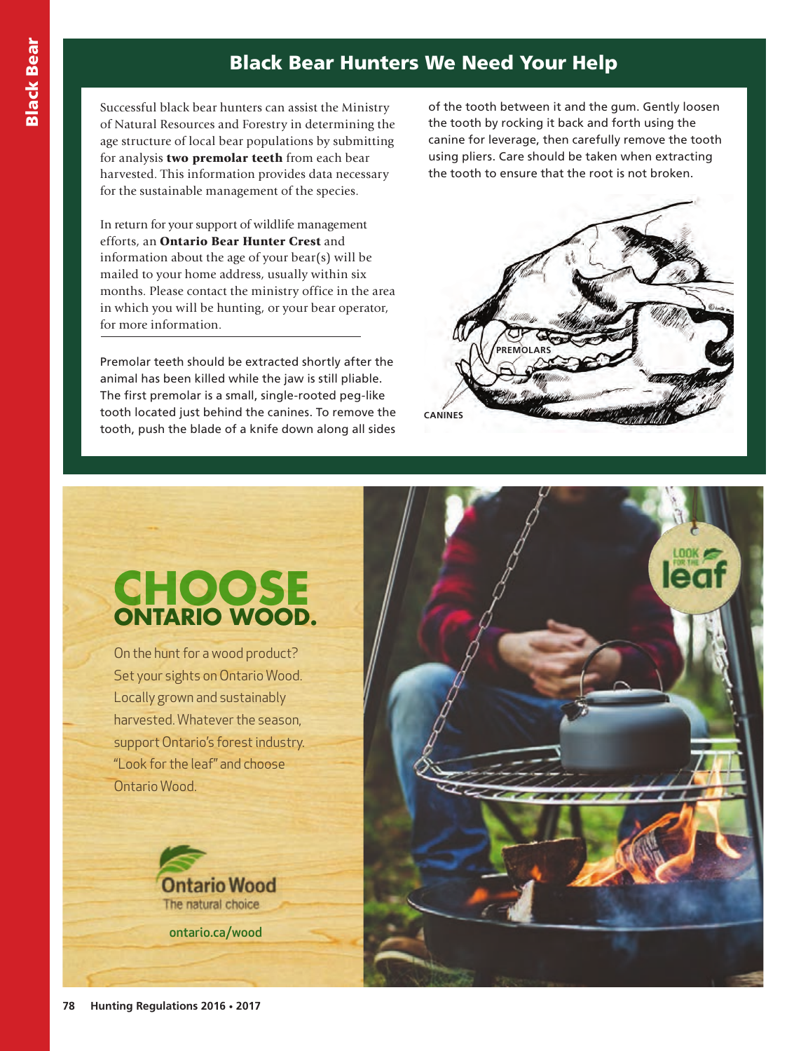## Black Bear Hunters We Need Your Help

Successful black bear hunters can assist the Ministry of Natural Resources and Forestry in determining the age structure of local bear populations by submitting for analysis **two premolar teeth** from each bear harvested. This information provides data necessary for the sustainable management of the species.

In return for your support of wildlife management efforts, an **Ontario Bear Hunter Crest** and information about the age of your bear(s) will be mailed to your home address, usually within six months. Please contact the ministry office in the area in which you will be hunting, or your bear operator, for more information.

Premolar teeth should be extracted shortly after the animal has been killed while the jaw is still pliable. The first premolar is a small, single-rooted peg-like tooth located just behind the canines. To remove the tooth, push the blade of a knife down along all sides of the tooth between it and the gum. Gently loosen the tooth by rocking it back and forth using the canine for leverage, then carefully remove the tooth using pliers. Care should be taken when extracting the tooth to ensure that the root is not broken.

PREMOLARS

CANINES

# CHOOSE ONTARIO WOOD.

On the hunt for a wood product? Set your sights on Ontario Wood. Locally grown and sustainably harvested. Whatever the season, support Ontario's forest industry. "Look for the leaf" and choose Ontario Wood.

Ontario Wood
The natural choice

ontario.ca/wood

LOOK FOR THE leaf